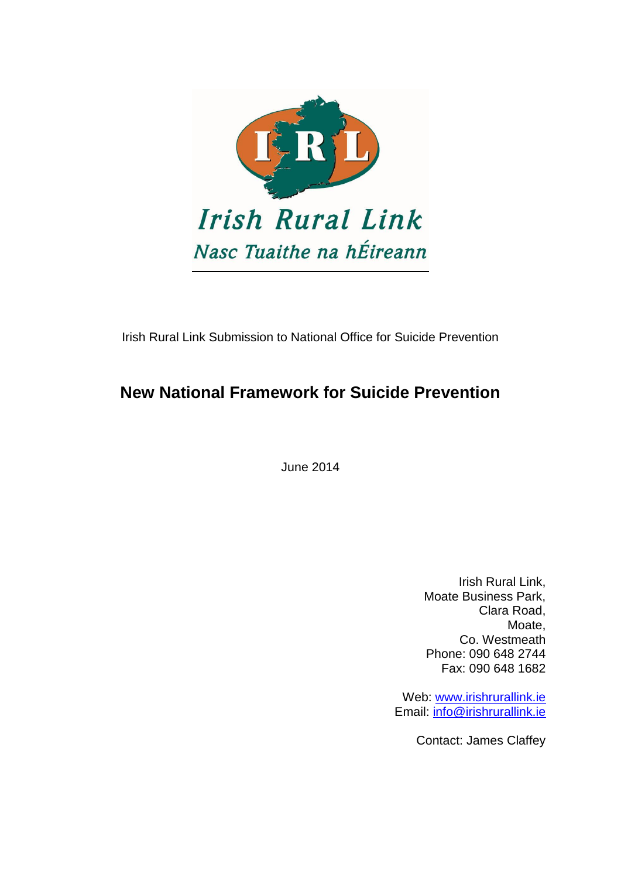Irish Rural Link

Nasc Tuaithe na hÉireann

Irish Rural Link Submission to National Office for Suicide Prevention

# New National Framework for Suicide Prevention

June 2014

Irish Rural Link,
Moate Business Park,
Clara Road,
Moate,
Co. Westmeath
Phone: 090 648 2744
Fax: 090 648 1682

Web: www.irishrurallink.ie
Email: info@irishrurallink.ie

Contact: James Claffey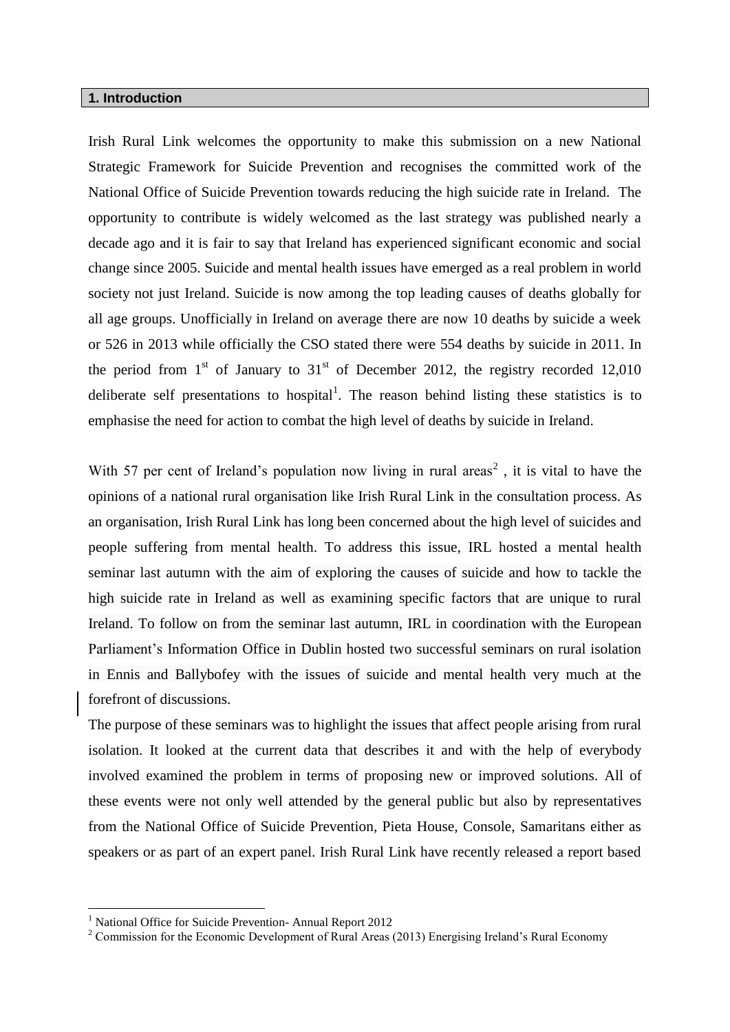## 1. Introduction

Irish Rural Link welcomes the opportunity to make this submission on a new National Strategic Framework for Suicide Prevention and recognises the committed work of the National Office of Suicide Prevention towards reducing the high suicide rate in Ireland. The opportunity to contribute is widely welcomed as the last strategy was published nearly a decade ago and it is fair to say that Ireland has experienced significant economic and social change since 2005. Suicide and mental health issues have emerged as a real problem in world society not just Ireland. Suicide is now among the top leading causes of deaths globally for all age groups. Unofficially in Ireland on average there are now 10 deaths by suicide a week or 526 in 2013 while officially the CSO stated there were 554 deaths by suicide in 2011. In the period from 1st of January to 31st of December 2012, the registry recorded 12,010 deliberate self presentations to hospital[1]. The reason behind listing these statistics is to emphasise the need for action to combat the high level of deaths by suicide in Ireland.

With 57 per cent of Ireland's population now living in rural areas[2] , it is vital to have the opinions of a national rural organisation like Irish Rural Link in the consultation process. As an organisation, Irish Rural Link has long been concerned about the high level of suicides and people suffering from mental health. To address this issue, IRL hosted a mental health seminar last autumn with the aim of exploring the causes of suicide and how to tackle the high suicide rate in Ireland as well as examining specific factors that are unique to rural Ireland. To follow on from the seminar last autumn, IRL in coordination with the European Parliament's Information Office in Dublin hosted two successful seminars on rural isolation in Ennis and Ballybofey with the issues of suicide and mental health very much at the forefront of discussions.

The purpose of these seminars was to highlight the issues that affect people arising from rural isolation. It looked at the current data that describes it and with the help of everybody involved examined the problem in terms of proposing new or improved solutions. All of these events were not only well attended by the general public but also by representatives from the National Office of Suicide Prevention, Pieta House, Console, Samaritans either as speakers or as part of an expert panel. Irish Rural Link have recently released a report based

---

[1] National Office for Suicide Prevention- Annual Report 2012

[2] Commission for the Economic Development of Rural Areas (2013) Energising Ireland's Rural Economy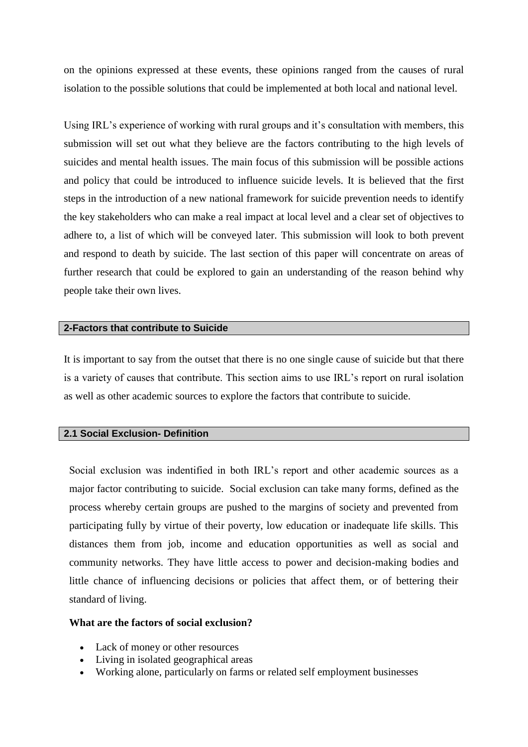on the opinions expressed at these events, these opinions ranged from the causes of rural isolation to the possible solutions that could be implemented at both local and national level.

Using IRL's experience of working with rural groups and it's consultation with members, this submission will set out what they believe are the factors contributing to the high levels of suicides and mental health issues. The main focus of this submission will be possible actions and policy that could be introduced to influence suicide levels. It is believed that the first steps in the introduction of a new national framework for suicide prevention needs to identify the key stakeholders who can make a real impact at local level and a clear set of objectives to adhere to, a list of which will be conveyed later. This submission will look to both prevent and respond to death by suicide. The last section of this paper will concentrate on areas of further research that could be explored to gain an understanding of the reason behind why people take their own lives.

## 2-Factors that contribute to Suicide

It is important to say from the outset that there is no one single cause of suicide but that there is a variety of causes that contribute. This section aims to use IRL's report on rural isolation as well as other academic sources to explore the factors that contribute to suicide.

### 2.1 Social Exclusion- Definition

Social exclusion was indentified in both IRL's report and other academic sources as a major factor contributing to suicide. Social exclusion can take many forms, defined as the process whereby certain groups are pushed to the margins of society and prevented from participating fully by virtue of their poverty, low education or inadequate life skills. This distances them from job, income and education opportunities as well as social and community networks. They have little access to power and decision-making bodies and little chance of influencing decisions or policies that affect them, or of bettering their standard of living.

**What are the factors of social exclusion?**

- Lack of money or other resources
- Living in isolated geographical areas
- Working alone, particularly on farms or related self employment businesses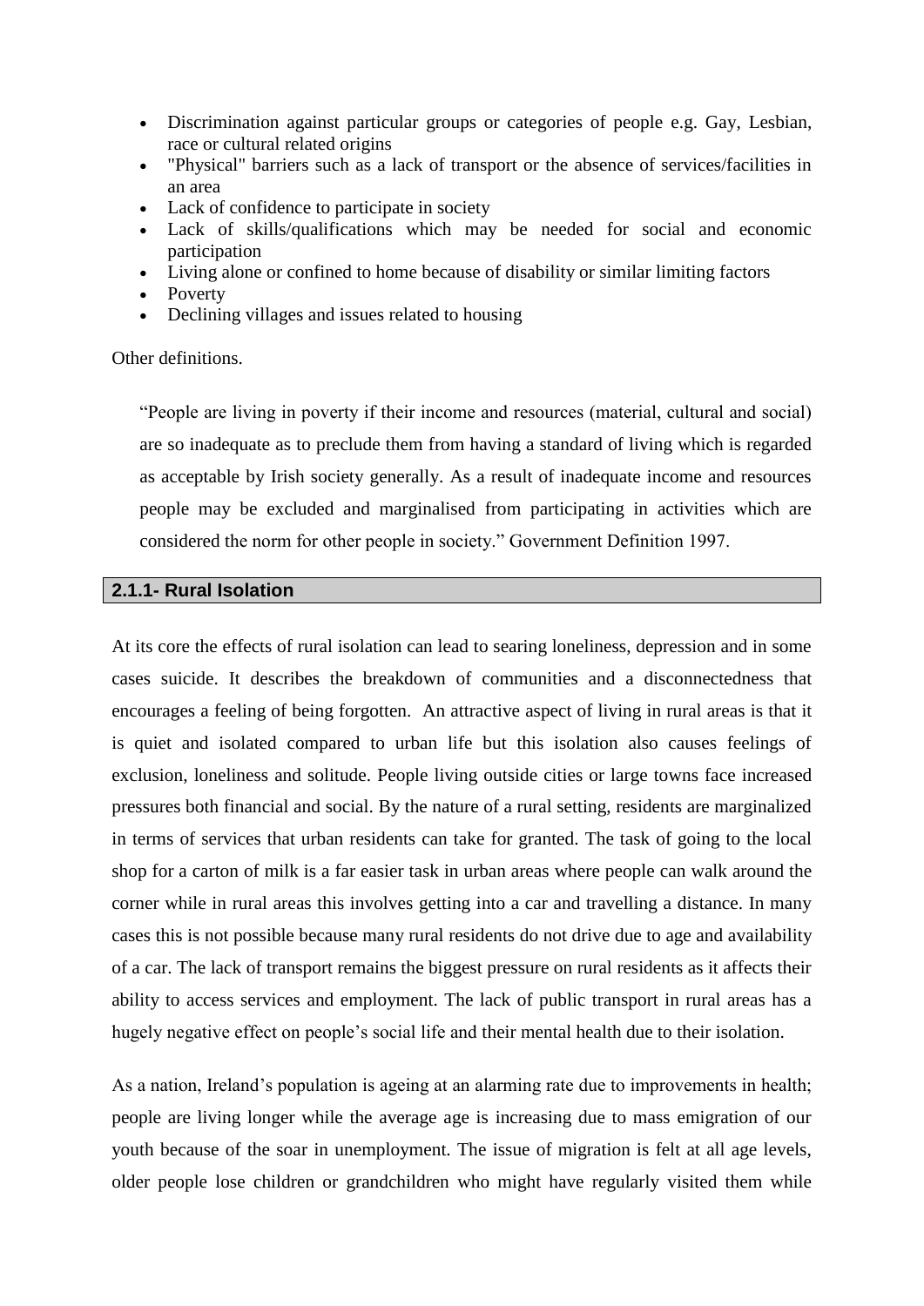- Discrimination against particular groups or categories of people e.g. Gay, Lesbian, race or cultural related origins
- "Physical" barriers such as a lack of transport or the absence of services/facilities in an area
- Lack of confidence to participate in society
- Lack of skills/qualifications which may be needed for social and economic participation
- Living alone or confined to home because of disability or similar limiting factors
- Poverty
- Declining villages and issues related to housing

Other definitions.

> "People are living in poverty if their income and resources (material, cultural and social) are so inadequate as to preclude them from having a standard of living which is regarded as acceptable by Irish society generally. As a result of inadequate income and resources people may be excluded and marginalised from participating in activities which are considered the norm for other people in society." Government Definition 1997.

### 2.1.1- Rural Isolation

At its core the effects of rural isolation can lead to searing loneliness, depression and in some cases suicide. It describes the breakdown of communities and a disconnectedness that encourages a feeling of being forgotten. An attractive aspect of living in rural areas is that it is quiet and isolated compared to urban life but this isolation also causes feelings of exclusion, loneliness and solitude. People living outside cities or large towns face increased pressures both financial and social. By the nature of a rural setting, residents are marginalized in terms of services that urban residents can take for granted. The task of going to the local shop for a carton of milk is a far easier task in urban areas where people can walk around the corner while in rural areas this involves getting into a car and travelling a distance. In many cases this is not possible because many rural residents do not drive due to age and availability of a car. The lack of transport remains the biggest pressure on rural residents as it affects their ability to access services and employment. The lack of public transport in rural areas has a hugely negative effect on people's social life and their mental health due to their isolation.

As a nation, Ireland's population is ageing at an alarming rate due to improvements in health; people are living longer while the average age is increasing due to mass emigration of our youth because of the soar in unemployment. The issue of migration is felt at all age levels, older people lose children or grandchildren who might have regularly visited them while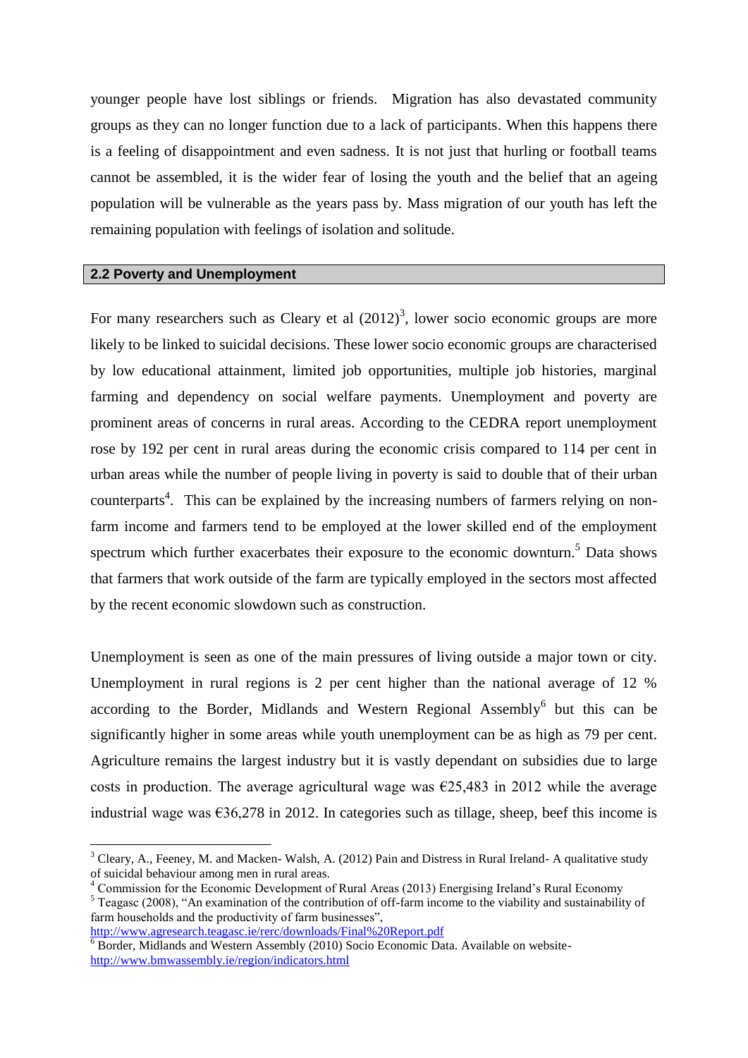younger people have lost siblings or friends. Migration has also devastated community groups as they can no longer function due to a lack of participants. When this happens there is a feeling of disappointment and even sadness. It is not just that hurling or football teams cannot be assembled, it is the wider fear of losing the youth and the belief that an ageing population will be vulnerable as the years pass by. Mass migration of our youth has left the remaining population with feelings of isolation and solitude.

## 2.2 Poverty and Unemployment

For many researchers such as Cleary et al (2012)[3], lower socio economic groups are more likely to be linked to suicidal decisions. These lower socio economic groups are characterised by low educational attainment, limited job opportunities, multiple job histories, marginal farming and dependency on social welfare payments. Unemployment and poverty are prominent areas of concerns in rural areas. According to the CEDRA report unemployment rose by 192 per cent in rural areas during the economic crisis compared to 114 per cent in urban areas while the number of people living in poverty is said to double that of their urban counterparts[4]. This can be explained by the increasing numbers of farmers relying on non-farm income and farmers tend to be employed at the lower skilled end of the employment spectrum which further exacerbates their exposure to the economic downturn.[5] Data shows that farmers that work outside of the farm are typically employed in the sectors most affected by the recent economic slowdown such as construction.

Unemployment is seen as one of the main pressures of living outside a major town or city. Unemployment in rural regions is 2 per cent higher than the national average of 12 % according to the Border, Midlands and Western Regional Assembly[6] but this can be significantly higher in some areas while youth unemployment can be as high as 79 per cent. Agriculture remains the largest industry but it is vastly dependant on subsidies due to large costs in production. The average agricultural wage was €25,483 in 2012 while the average industrial wage was €36,278 in 2012. In categories such as tillage, sheep, beef this income is

---

[3] Cleary, A., Feeney, M. and Macken- Walsh, A. (2012) Pain and Distress in Rural Ireland- A qualitative study of suicidal behaviour among men in rural areas.

[4] Commission for the Economic Development of Rural Areas (2013) Energising Ireland's Rural Economy

[5] Teagasc (2008), "An examination of the contribution of off-farm income to the viability and sustainability of farm households and the productivity of farm businesses", http://www.agresearch.teagasc.ie/rerc/downloads/Final%20Report.pdf

[6] Border, Midlands and Western Assembly (2010) Socio Economic Data. Available on website- http://www.bmwassembly.ie/region/indicators.html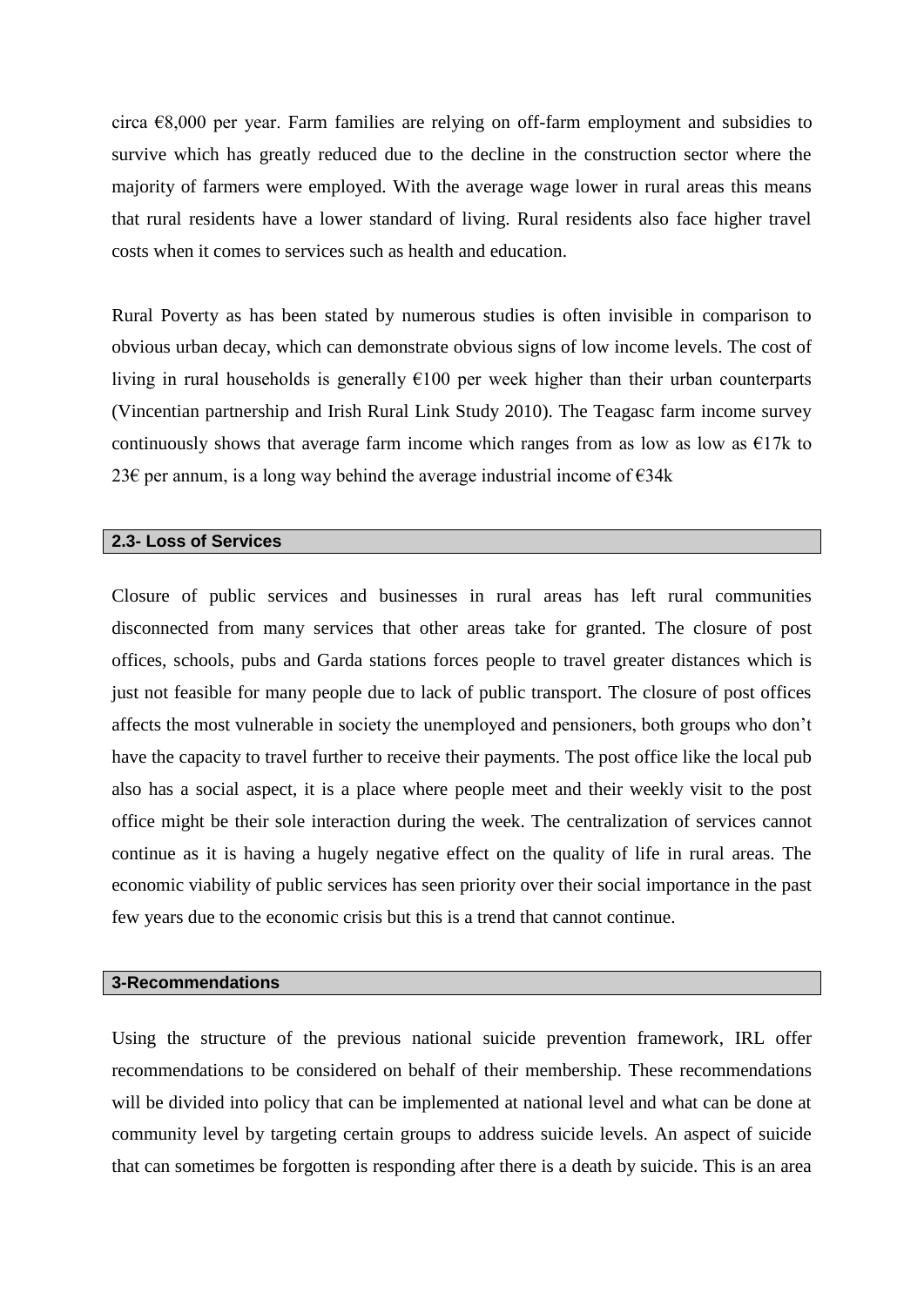circa €8,000 per year. Farm families are relying on off-farm employment and subsidies to survive which has greatly reduced due to the decline in the construction sector where the majority of farmers were employed. With the average wage lower in rural areas this means that rural residents have a lower standard of living. Rural residents also face higher travel costs when it comes to services such as health and education.

Rural Poverty as has been stated by numerous studies is often invisible in comparison to obvious urban decay, which can demonstrate obvious signs of low income levels. The cost of living in rural households is generally €100 per week higher than their urban counterparts (Vincentian partnership and Irish Rural Link Study 2010). The Teagasc farm income survey continuously shows that average farm income which ranges from as low as low as €17k to 23€ per annum, is a long way behind the average industrial income of €34k

## 2.3- Loss of Services

Closure of public services and businesses in rural areas has left rural communities disconnected from many services that other areas take for granted. The closure of post offices, schools, pubs and Garda stations forces people to travel greater distances which is just not feasible for many people due to lack of public transport. The closure of post offices affects the most vulnerable in society the unemployed and pensioners, both groups who don't have the capacity to travel further to receive their payments. The post office like the local pub also has a social aspect, it is a place where people meet and their weekly visit to the post office might be their sole interaction during the week. The centralization of services cannot continue as it is having a hugely negative effect on the quality of life in rural areas. The economic viability of public services has seen priority over their social importance in the past few years due to the economic crisis but this is a trend that cannot continue.

## 3-Recommendations

Using the structure of the previous national suicide prevention framework, IRL offer recommendations to be considered on behalf of their membership. These recommendations will be divided into policy that can be implemented at national level and what can be done at community level by targeting certain groups to address suicide levels. An aspect of suicide that can sometimes be forgotten is responding after there is a death by suicide. This is an area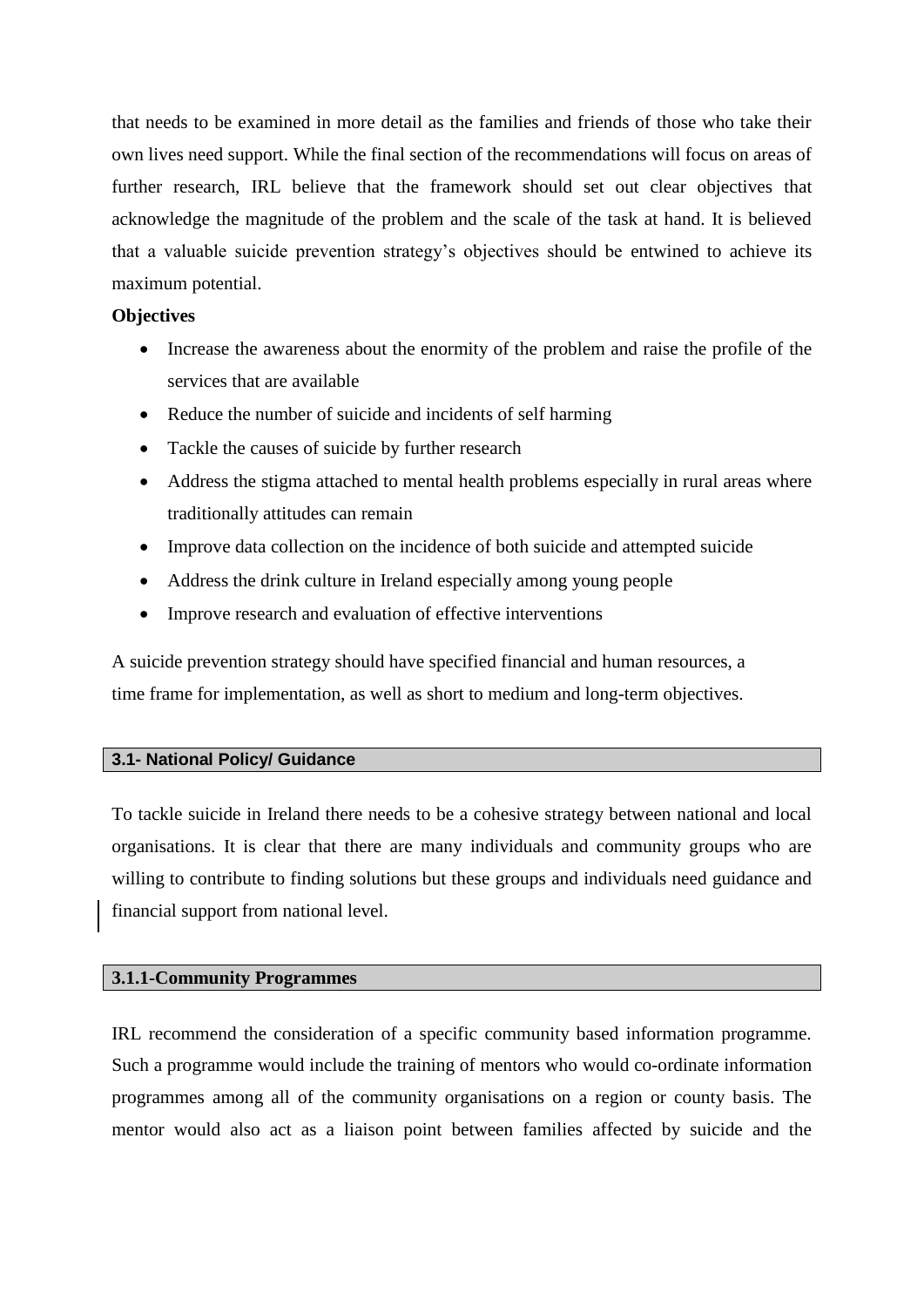that needs to be examined in more detail as the families and friends of those who take their own lives need support. While the final section of the recommendations will focus on areas of further research, IRL believe that the framework should set out clear objectives that acknowledge the magnitude of the problem and the scale of the task at hand. It is believed that a valuable suicide prevention strategy's objectives should be entwined to achieve its maximum potential.

**Objectives**

- Increase the awareness about the enormity of the problem and raise the profile of the services that are available
- Reduce the number of suicide and incidents of self harming
- Tackle the causes of suicide by further research
- Address the stigma attached to mental health problems especially in rural areas where traditionally attitudes can remain
- Improve data collection on the incidence of both suicide and attempted suicide
- Address the drink culture in Ireland especially among young people
- Improve research and evaluation of effective interventions

A suicide prevention strategy should have specified financial and human resources, a time frame for implementation, as well as short to medium and long-term objectives.

## 3.1- National Policy/ Guidance

To tackle suicide in Ireland there needs to be a cohesive strategy between national and local organisations. It is clear that there are many individuals and community groups who are willing to contribute to finding solutions but these groups and individuals need guidance and financial support from national level.

### 3.1.1-Community Programmes

IRL recommend the consideration of a specific community based information programme. Such a programme would include the training of mentors who would co-ordinate information programmes among all of the community organisations on a region or county basis. The mentor would also act as a liaison point between families affected by suicide and the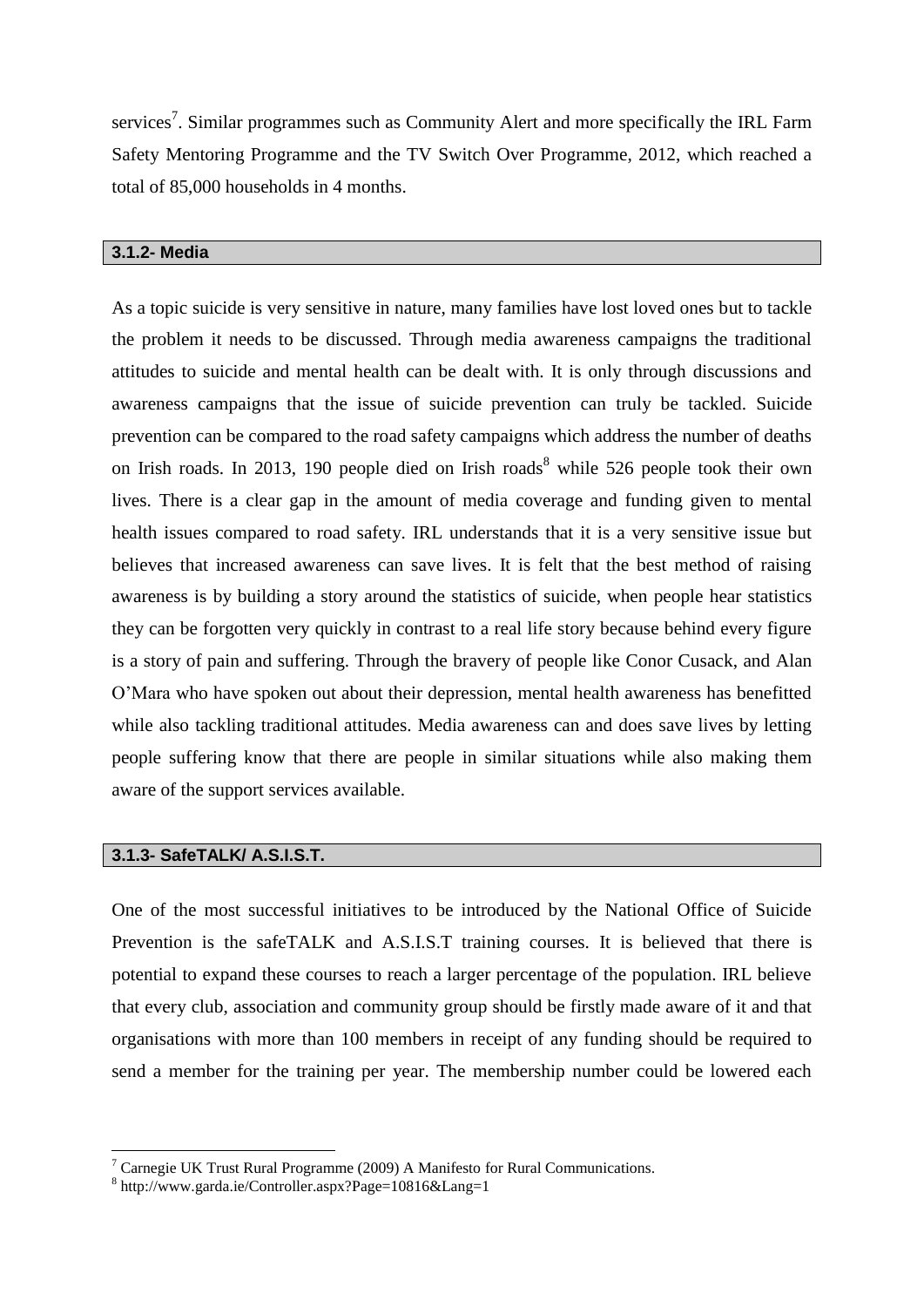services[7]. Similar programmes such as Community Alert and more specifically the IRL Farm Safety Mentoring Programme and the TV Switch Over Programme, 2012, which reached a total of 85,000 households in 4 months.

### 3.1.2- Media

As a topic suicide is very sensitive in nature, many families have lost loved ones but to tackle the problem it needs to be discussed. Through media awareness campaigns the traditional attitudes to suicide and mental health can be dealt with. It is only through discussions and awareness campaigns that the issue of suicide prevention can truly be tackled. Suicide prevention can be compared to the road safety campaigns which address the number of deaths on Irish roads. In 2013, 190 people died on Irish roads[8] while 526 people took their own lives. There is a clear gap in the amount of media coverage and funding given to mental health issues compared to road safety. IRL understands that it is a very sensitive issue but believes that increased awareness can save lives. It is felt that the best method of raising awareness is by building a story around the statistics of suicide, when people hear statistics they can be forgotten very quickly in contrast to a real life story because behind every figure is a story of pain and suffering. Through the bravery of people like Conor Cusack, and Alan O'Mara who have spoken out about their depression, mental health awareness has benefitted while also tackling traditional attitudes. Media awareness can and does save lives by letting people suffering know that there are people in similar situations while also making them aware of the support services available.

### 3.1.3- SafeTALK/ A.S.I.S.T.

One of the most successful initiatives to be introduced by the National Office of Suicide Prevention is the safeTALK and A.S.I.S.T training courses. It is believed that there is potential to expand these courses to reach a larger percentage of the population. IRL believe that every club, association and community group should be firstly made aware of it and that organisations with more than 100 members in receipt of any funding should be required to send a member for the training per year. The membership number could be lowered each

[7] Carnegie UK Trust Rural Programme (2009) A Manifesto for Rural Communications.

[8] http://www.garda.ie/Controller.aspx?Page=10816&Lang=1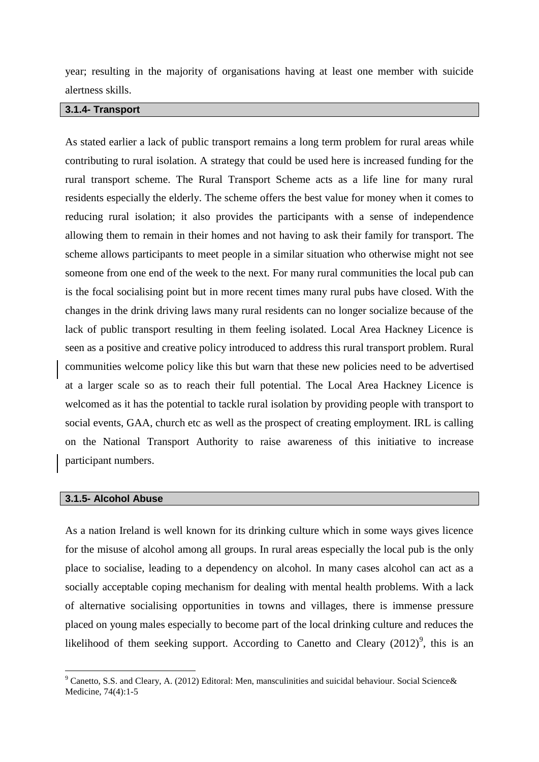year; resulting in the majority of organisations having at least one member with suicide alertness skills.

### 3.1.4- Transport

As stated earlier a lack of public transport remains a long term problem for rural areas while contributing to rural isolation. A strategy that could be used here is increased funding for the rural transport scheme. The Rural Transport Scheme acts as a life line for many rural residents especially the elderly. The scheme offers the best value for money when it comes to reducing rural isolation; it also provides the participants with a sense of independence allowing them to remain in their homes and not having to ask their family for transport. The scheme allows participants to meet people in a similar situation who otherwise might not see someone from one end of the week to the next. For many rural communities the local pub can is the focal socialising point but in more recent times many rural pubs have closed. With the changes in the drink driving laws many rural residents can no longer socialize because of the lack of public transport resulting in them feeling isolated. Local Area Hackney Licence is seen as a positive and creative policy introduced to address this rural transport problem. Rural communities welcome policy like this but warn that these new policies need to be advertised at a larger scale so as to reach their full potential. The Local Area Hackney Licence is welcomed as it has the potential to tackle rural isolation by providing people with transport to social events, GAA, church etc as well as the prospect of creating employment. IRL is calling on the National Transport Authority to raise awareness of this initiative to increase participant numbers.

### 3.1.5- Alcohol Abuse

As a nation Ireland is well known for its drinking culture which in some ways gives licence for the misuse of alcohol among all groups. In rural areas especially the local pub is the only place to socialise, leading to a dependency on alcohol. In many cases alcohol can act as a socially acceptable coping mechanism for dealing with mental health problems. With a lack of alternative socialising opportunities in towns and villages, there is immense pressure placed on young males especially to become part of the local drinking culture and reduces the likelihood of them seeking support. According to Canetto and Cleary (2012)[9], this is an

---

[9] Canetto, S.S. and Cleary, A. (2012) Editoral: Men, mansculinities and suicidal behaviour. Social Science& Medicine, 74(4):1-5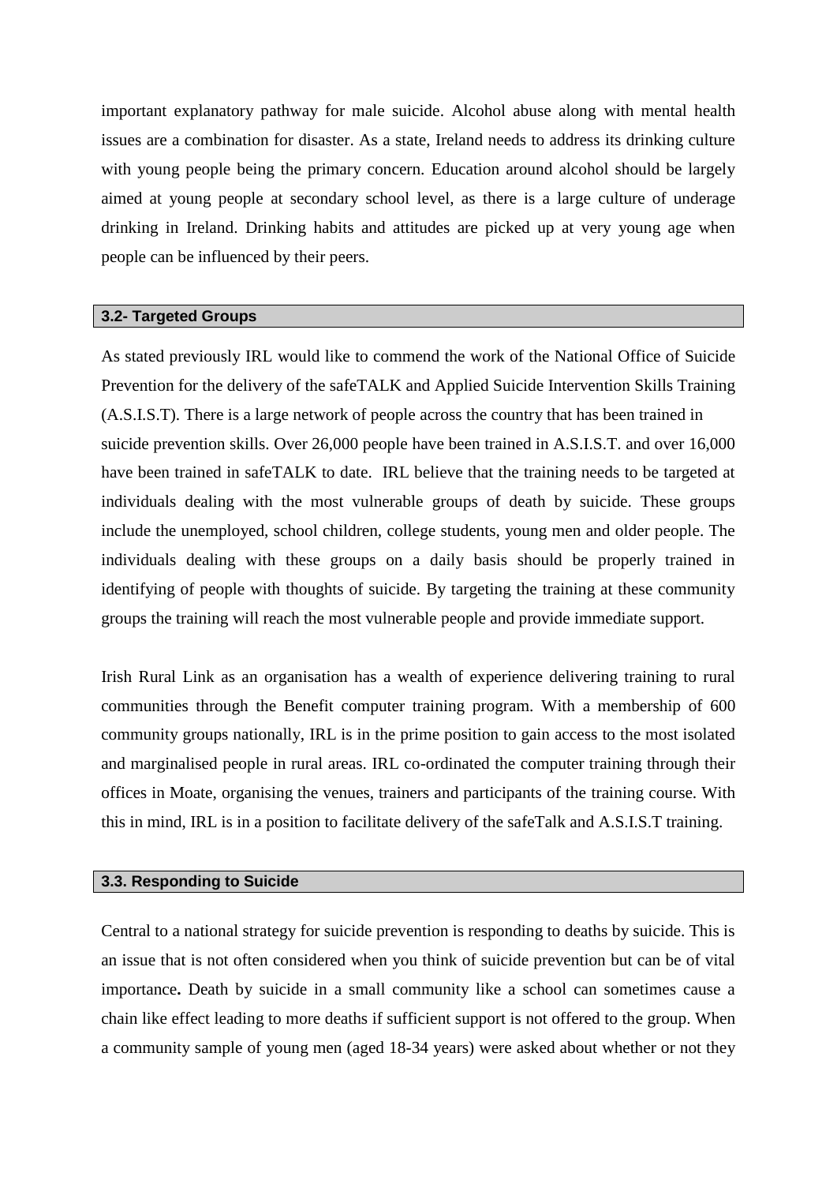important explanatory pathway for male suicide. Alcohol abuse along with mental health issues are a combination for disaster. As a state, Ireland needs to address its drinking culture with young people being the primary concern. Education around alcohol should be largely aimed at young people at secondary school level, as there is a large culture of underage drinking in Ireland. Drinking habits and attitudes are picked up at very young age when people can be influenced by their peers.

### 3.2- Targeted Groups

As stated previously IRL would like to commend the work of the National Office of Suicide Prevention for the delivery of the safeTALK and Applied Suicide Intervention Skills Training (A.S.I.S.T). There is a large network of people across the country that has been trained in suicide prevention skills. Over 26,000 people have been trained in A.S.I.S.T. and over 16,000 have been trained in safeTALK to date. IRL believe that the training needs to be targeted at individuals dealing with the most vulnerable groups of death by suicide. These groups include the unemployed, school children, college students, young men and older people. The individuals dealing with these groups on a daily basis should be properly trained in identifying of people with thoughts of suicide. By targeting the training at these community groups the training will reach the most vulnerable people and provide immediate support.

Irish Rural Link as an organisation has a wealth of experience delivering training to rural communities through the Benefit computer training program. With a membership of 600 community groups nationally, IRL is in the prime position to gain access to the most isolated and marginalised people in rural areas. IRL co-ordinated the computer training through their offices in Moate, organising the venues, trainers and participants of the training course. With this in mind, IRL is in a position to facilitate delivery of the safeTalk and A.S.I.S.T training.

### 3.3. Responding to Suicide

Central to a national strategy for suicide prevention is responding to deaths by suicide. This is an issue that is not often considered when you think of suicide prevention but can be of vital importance**.** Death by suicide in a small community like a school can sometimes cause a chain like effect leading to more deaths if sufficient support is not offered to the group. When a community sample of young men (aged 18-34 years) were asked about whether or not they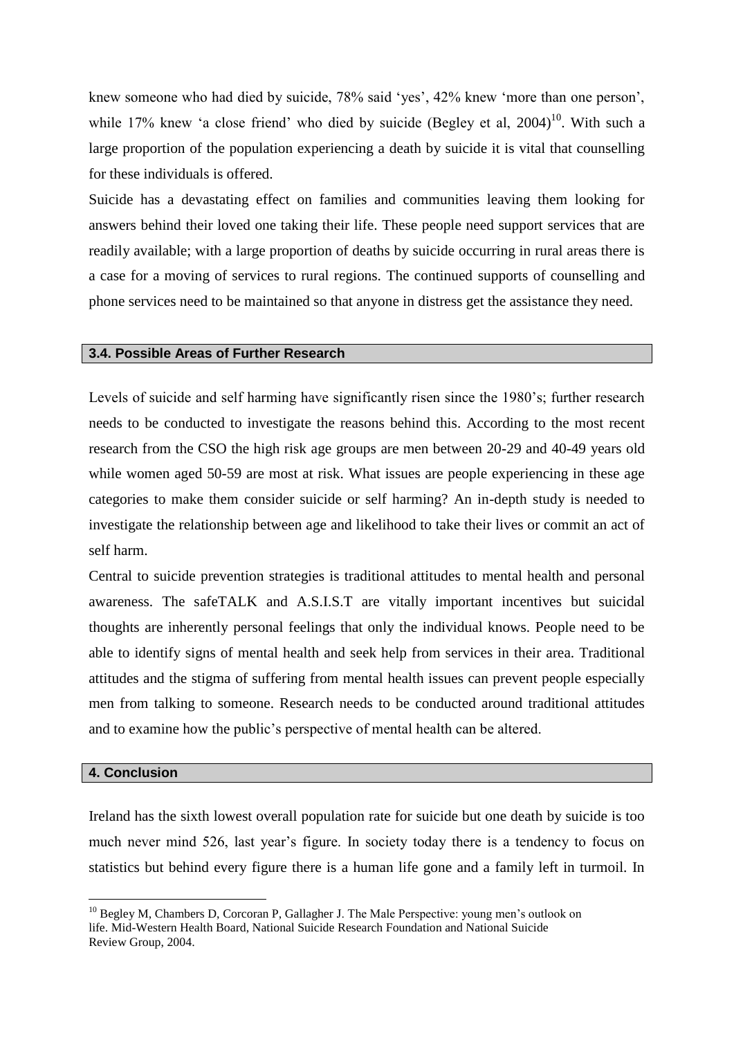knew someone who had died by suicide, 78% said 'yes', 42% knew 'more than one person', while 17% knew 'a close friend' who died by suicide (Begley et al, 2004)[10]. With such a large proportion of the population experiencing a death by suicide it is vital that counselling for these individuals is offered.

Suicide has a devastating effect on families and communities leaving them looking for answers behind their loved one taking their life. These people need support services that are readily available; with a large proportion of deaths by suicide occurring in rural areas there is a case for a moving of services to rural regions. The continued supports of counselling and phone services need to be maintained so that anyone in distress get the assistance they need.

## 3.4. Possible Areas of Further Research

Levels of suicide and self harming have significantly risen since the 1980's; further research needs to be conducted to investigate the reasons behind this. According to the most recent research from the CSO the high risk age groups are men between 20-29 and 40-49 years old while women aged 50-59 are most at risk. What issues are people experiencing in these age categories to make them consider suicide or self harming? An in-depth study is needed to investigate the relationship between age and likelihood to take their lives or commit an act of self harm.

Central to suicide prevention strategies is traditional attitudes to mental health and personal awareness. The safeTALK and A.S.I.S.T are vitally important incentives but suicidal thoughts are inherently personal feelings that only the individual knows. People need to be able to identify signs of mental health and seek help from services in their area. Traditional attitudes and the stigma of suffering from mental health issues can prevent people especially men from talking to someone. Research needs to be conducted around traditional attitudes and to examine how the public's perspective of mental health can be altered.

## 4. Conclusion

Ireland has the sixth lowest overall population rate for suicide but one death by suicide is too much never mind 526, last year's figure. In society today there is a tendency to focus on statistics but behind every figure there is a human life gone and a family left in turmoil. In

[10] Begley M, Chambers D, Corcoran P, Gallagher J. The Male Perspective: young men's outlook on life. Mid-Western Health Board, National Suicide Research Foundation and National Suicide Review Group, 2004.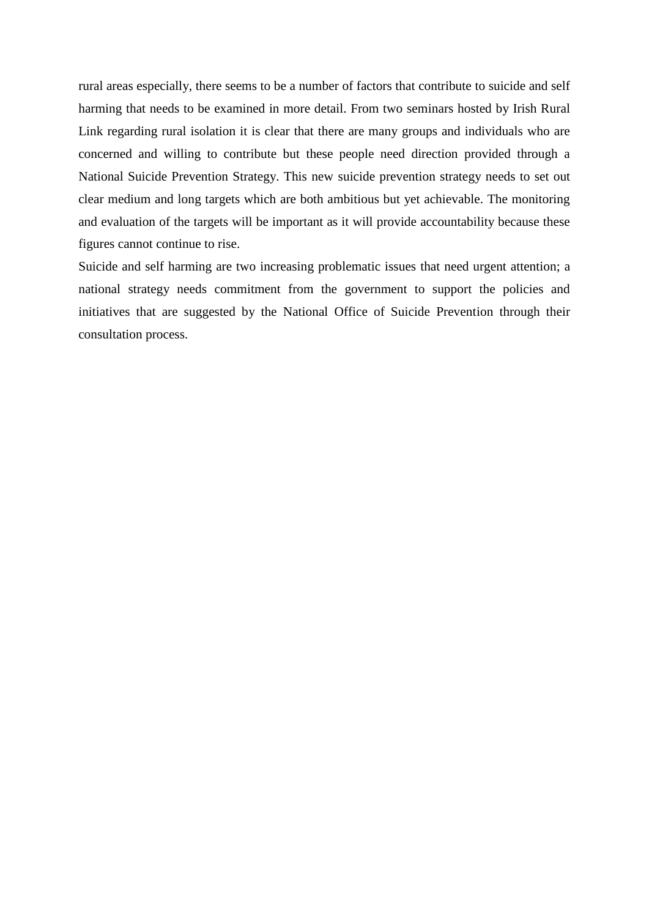rural areas especially, there seems to be a number of factors that contribute to suicide and self harming that needs to be examined in more detail. From two seminars hosted by Irish Rural Link regarding rural isolation it is clear that there are many groups and individuals who are concerned and willing to contribute but these people need direction provided through a National Suicide Prevention Strategy. This new suicide prevention strategy needs to set out clear medium and long targets which are both ambitious but yet achievable. The monitoring and evaluation of the targets will be important as it will provide accountability because these figures cannot continue to rise.

Suicide and self harming are two increasing problematic issues that need urgent attention; a national strategy needs commitment from the government to support the policies and initiatives that are suggested by the National Office of Suicide Prevention through their consultation process.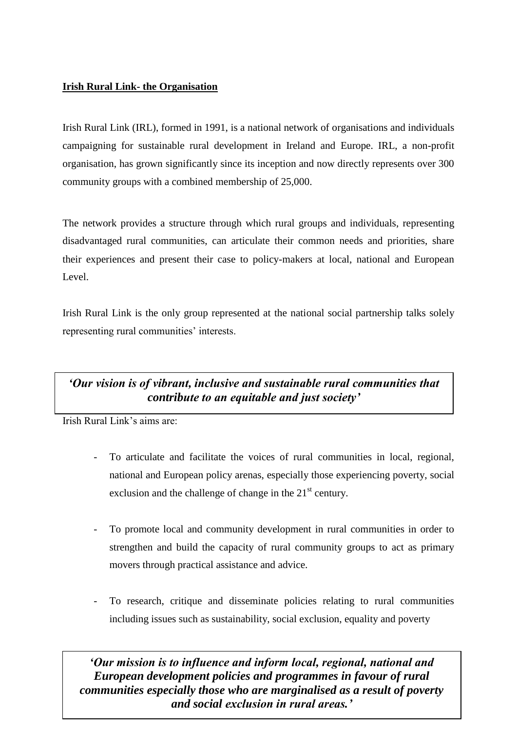**Irish Rural Link- the Organisation**

Irish Rural Link (IRL), formed in 1991, is a national network of organisations and individuals campaigning for sustainable rural development in Ireland and Europe. IRL, a non-profit organisation, has grown significantly since its inception and now directly represents over 300 community groups with a combined membership of 25,000.

The network provides a structure through which rural groups and individuals, representing disadvantaged rural communities, can articulate their common needs and priorities, share their experiences and present their case to policy-makers at local, national and European Level.

Irish Rural Link is the only group represented at the national social partnership talks solely representing rural communities' interests.

> ***'Our vision is of vibrant, inclusive and sustainable rural communities that contribute to an equitable and just society'***

Irish Rural Link's aims are:

- To articulate and facilitate the voices of rural communities in local, regional, national and European policy arenas, especially those experiencing poverty, social exclusion and the challenge of change in the 21st century.

- To promote local and community development in rural communities in order to strengthen and build the capacity of rural community groups to act as primary movers through practical assistance and advice.

- To research, critique and disseminate policies relating to rural communities including issues such as sustainability, social exclusion, equality and poverty

> ***'Our mission is to influence and inform local, regional, national and European development policies and programmes in favour of rural communities especially those who are marginalised as a result of poverty and social exclusion in rural areas.'***